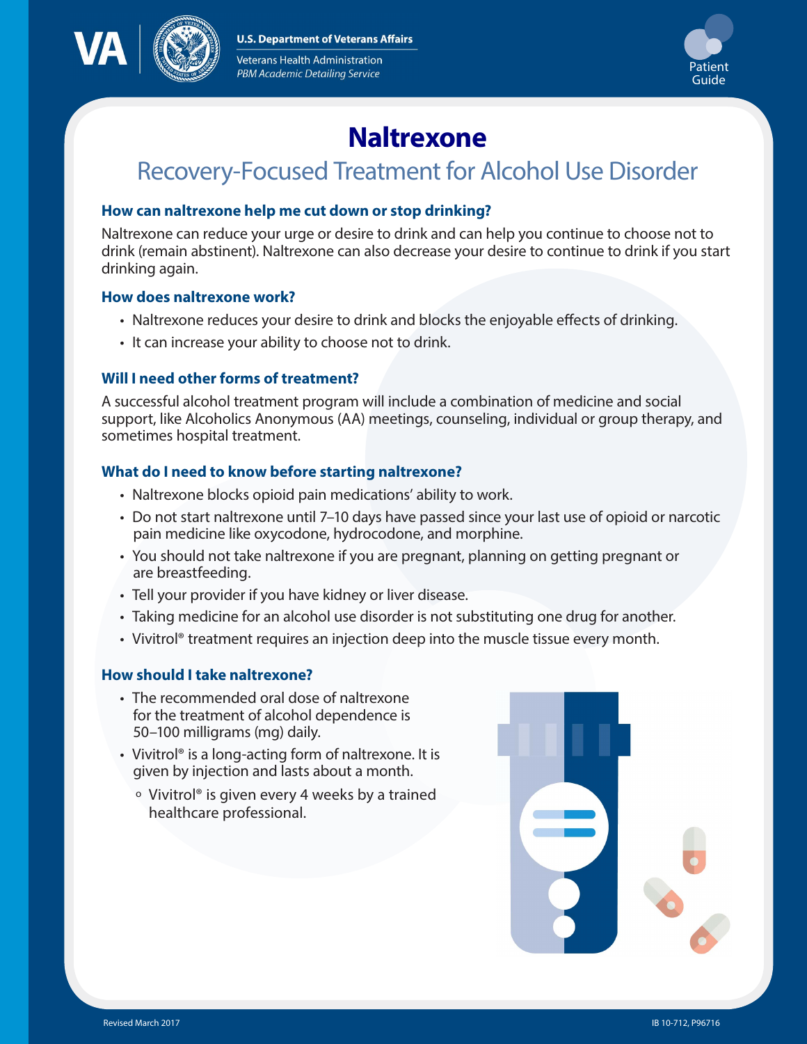# Naltrexone

## Recovery-Focused Treatment for Alcohol Use Disorder

### How can naltrexone help me cut down or stop drinking?

Naltrexone can reduce your urge or desire to drink and can help you continue to choose not to drink (remain abstinent). Naltrexone can also decrease your desire to continue to drink if you start drinking again.

### How does naltrexone work?

- Naltrexone reduces your desire to drink and blocks the enjoyable effects of drinking.
- It can increase your ability to choose not to drink.

### Will I need other forms of treatment?

A successful alcohol treatment program will include a combination of medicine and social support, like Alcoholics Anonymous (AA) meetings, counseling, individual or group therapy, and sometimes hospital treatment.

### What do I need to know before starting naltrexone?

- Naltrexone blocks opioid pain medications' ability to work.
- Do not start naltrexone until 7–10 days have passed since your last use of opioid or narcotic pain medicine like oxycodone, hydrocodone, and morphine.
- You should not take naltrexone if you are pregnant, planning on getting pregnant or are breastfeeding.
- Tell your provider if you have kidney or liver disease.
- Taking medicine for an alcohol use disorder is not substituting one drug for another.
- Vivitrol® treatment requires an injection deep into the muscle tissue every month.

### How should I take naltrexone?

- The recommended oral dose of naltrexone for the treatment of alcohol dependence is 50–100 milligrams (mg) daily.
- Vivitrol® is a long-acting form of naltrexone. It is given by injection and lasts about a month.
  - Vivitrol® is given every 4 weeks by a trained healthcare professional.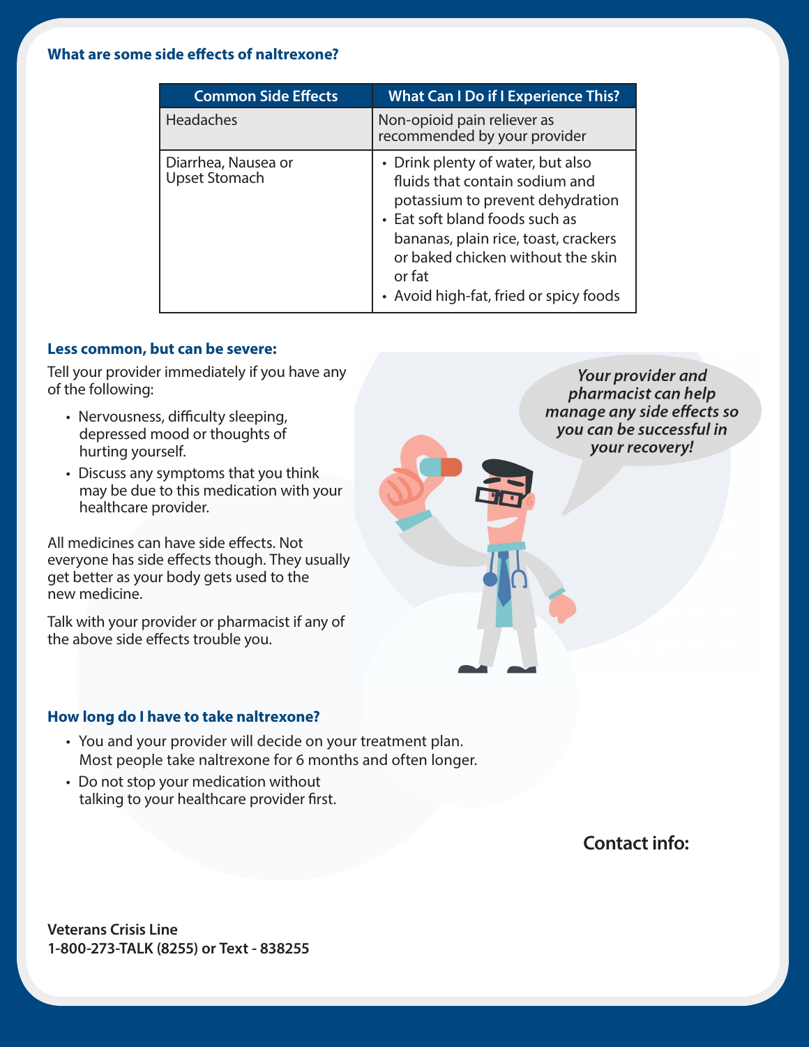## What are some side effects of naltrexone?

| Common Side Effects | What Can I Do if I Experience This? |
|---|---|
| Headaches | Non-opioid pain reliever as recommended by your provider |
| Diarrhea, Nausea or Upset Stomach | • Drink plenty of water, but also fluids that contain sodium and potassium to prevent dehydration<br>• Eat soft bland foods such as bananas, plain rice, toast, crackers or baked chicken without the skin or fat<br>• Avoid high-fat, fried or spicy foods |

### Less common, but can be severe:

Tell your provider immediately if you have any of the following:

- Nervousness, difficulty sleeping, depressed mood or thoughts of hurting yourself.
- Discuss any symptoms that you think may be due to this medication with your healthcare provider.

All medicines can have side effects. Not everyone has side effects though. They usually get better as your body gets used to the new medicine.

Talk with your provider or pharmacist if any of the above side effects trouble you.

*Your provider and pharmacist can help manage any side effects so you can be successful in your recovery!*

### How long do I have to take naltrexone?

- You and your provider will decide on your treatment plan. Most people take naltrexone for 6 months and often longer.
- Do not stop your medication without talking to your healthcare provider first.

**Contact info:**

**Veterans Crisis Line**
**1-800-273-TALK (8255) or Text - 838255**